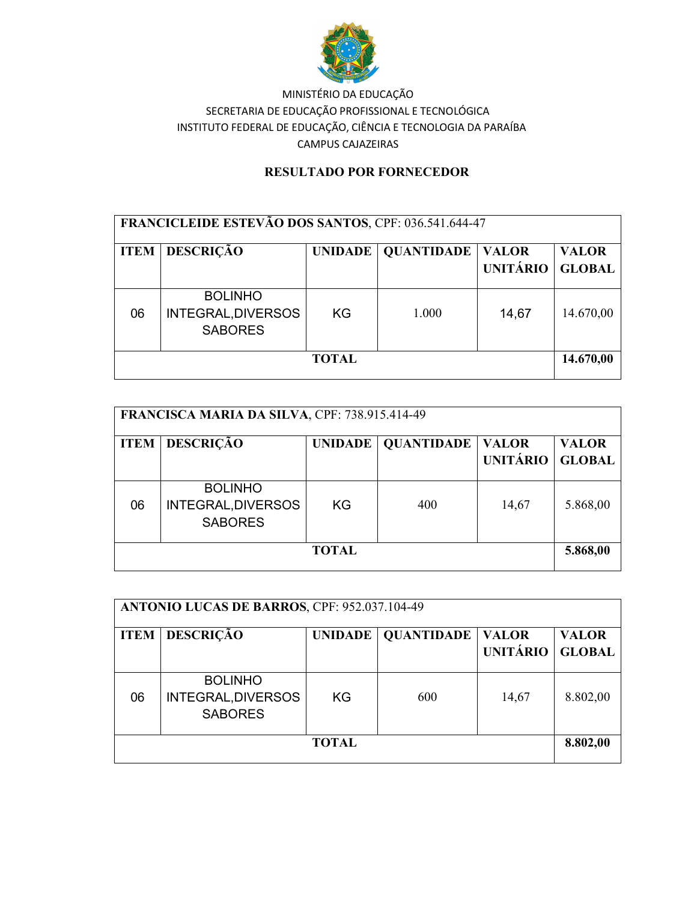MINISTÉRIO DA EDUCAÇÃO
SECRETARIA DE EDUCAÇÃO PROFISSIONAL E TECNOLÓGICA
INSTITUTO FEDERAL DE EDUCAÇÃO, CIÊNCIA E TECNOLOGIA DA PARAÍBA
CAMPUS CAJAZEIRAS

## RESULTADO POR FORNECEDOR

| **FRANCICLEIDE ESTEVÃO DOS SANTOS**, CPF: 036.541.644-47 | | | | | |
|---|---|---|---|---|---|
| **ITEM** | **DESCRIÇÃO** | **UNIDADE** | **QUANTIDADE** | **VALOR UNITÁRIO** | **VALOR GLOBAL** |
| 06 | BOLINHO INTEGRAL,DIVERSOS SABORES | KG | 1.000 | 14,67 | 14.670,00 |
| **TOTAL** | | | | | **14.670,00** |

| **FRANCISCA MARIA DA SILVA**, CPF: 738.915.414-49 | | | | | |
|---|---|---|---|---|---|
| **ITEM** | **DESCRIÇÃO** | **UNIDADE** | **QUANTIDADE** | **VALOR UNITÁRIO** | **VALOR GLOBAL** |
| 06 | BOLINHO INTEGRAL,DIVERSOS SABORES | KG | 400 | 14,67 | 5.868,00 |
| **TOTAL** | | | | | **5.868,00** |

| **ANTONIO LUCAS DE BARROS**, CPF: 952.037.104-49 | | | | | |
|---|---|---|---|---|---|
| **ITEM** | **DESCRIÇÃO** | **UNIDADE** | **QUANTIDADE** | **VALOR UNITÁRIO** | **VALOR GLOBAL** |
| 06 | BOLINHO INTEGRAL,DIVERSOS SABORES | KG | 600 | 14,67 | 8.802,00 |
| **TOTAL** | | | | | **8.802,00** |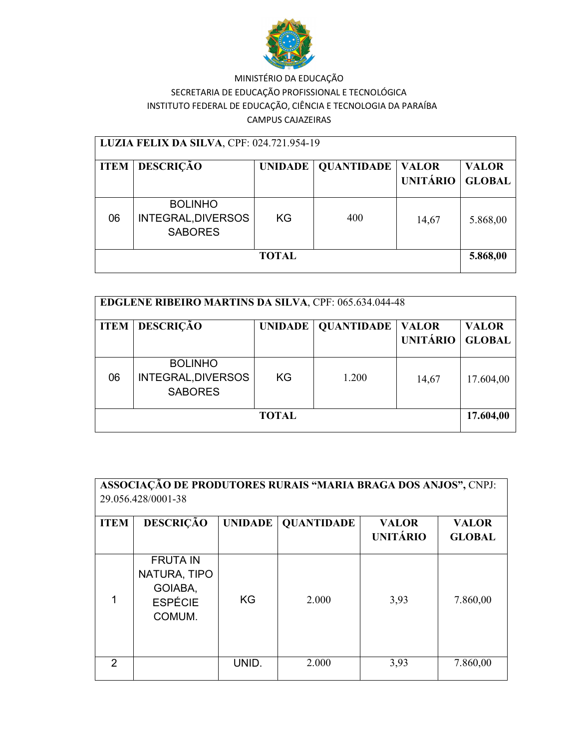MINISTÉRIO DA EDUCAÇÃO
SECRETARIA DE EDUCAÇÃO PROFISSIONAL E TECNOLÓGICA
INSTITUTO FEDERAL DE EDUCAÇÃO, CIÊNCIA E TECNOLOGIA DA PARAÍBA
CAMPUS CAJAZEIRAS

| **LUZIA FELIX DA SILVA**, CPF: 024.721.954-19 | | | | | |
|---|---|---|---|---|---|
| **ITEM** | **DESCRIÇÃO** | **UNIDADE** | **QUANTIDADE** | **VALOR UNITÁRIO** | **VALOR GLOBAL** |
| 06 | BOLINHO INTEGRAL,DIVERSOS SABORES | KG | 400 | 14,67 | 5.868,00 |
| **TOTAL** | | | | | **5.868,00** |

| **EDGLENE RIBEIRO MARTINS DA SILVA**, CPF: 065.634.044-48 | | | | | |
|---|---|---|---|---|---|
| **ITEM** | **DESCRIÇÃO** | **UNIDADE** | **QUANTIDADE** | **VALOR UNITÁRIO** | **VALOR GLOBAL** |
| 06 | BOLINHO INTEGRAL,DIVERSOS SABORES | KG | 1.200 | 14,67 | 17.604,00 |
| **TOTAL** | | | | | **17.604,00** |

| **ASSOCIAÇÃO DE PRODUTORES RURAIS "MARIA BRAGA DOS ANJOS",** CNPJ: 29.056.428/0001-38 | | | | | |
|---|---|---|---|---|---|
| **ITEM** | **DESCRIÇÃO** | **UNIDADE** | **QUANTIDADE** | **VALOR UNITÁRIO** | **VALOR GLOBAL** |
| 1 | FRUTA IN NATURA, TIPO GOIABA, ESPÉCIE COMUM. | KG | 2.000 | 3,93 | 7.860,00 |
| 2 | | UNID. | 2.000 | 3,93 | 7.860,00 |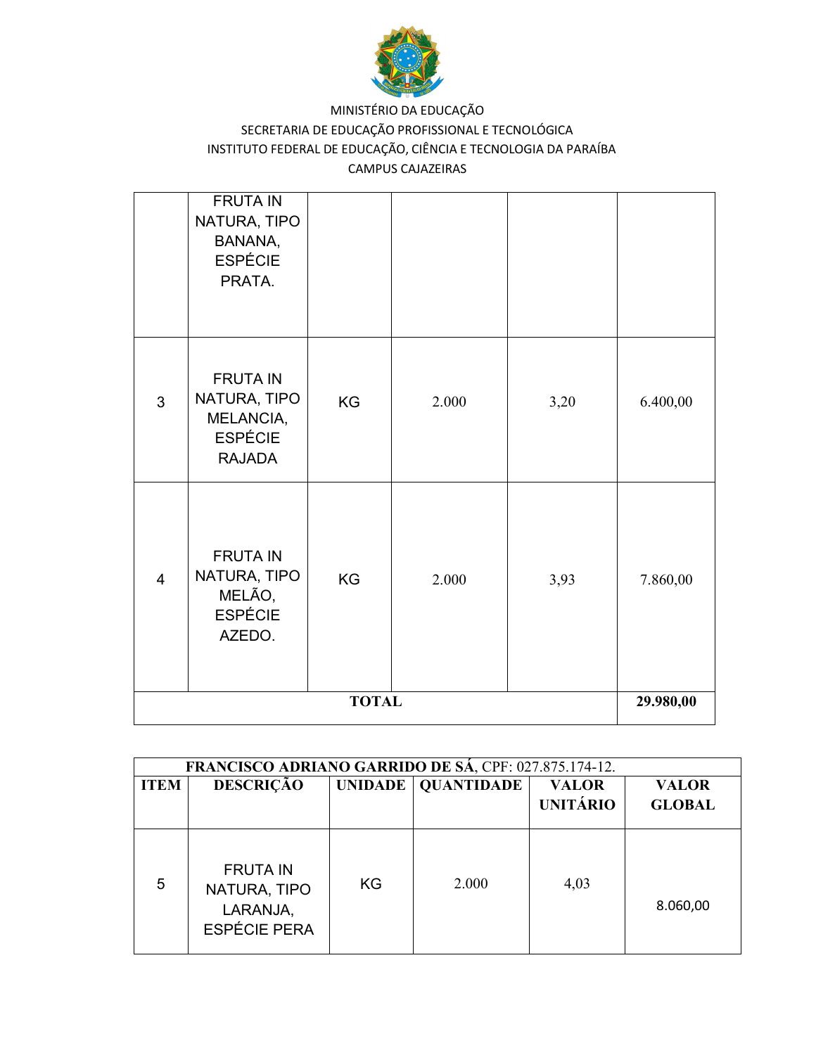MINISTÉRIO DA EDUCAÇÃO
SECRETARIA DE EDUCAÇÃO PROFISSIONAL E TECNOLÓGICA
INSTITUTO FEDERAL DE EDUCAÇÃO, CIÊNCIA E TECNOLOGIA DA PARAÍBA
CAMPUS CAJAZEIRAS

| | | | | | |
|---|---|---|---|---|---|
| | FRUTA IN NATURA, TIPO BANANA, ESPÉCIE PRATA. | | | | |
| 3 | FRUTA IN NATURA, TIPO MELANCIA, ESPÉCIE RAJADA | KG | 2.000 | 3,20 | 6.400,00 |
| 4 | FRUTA IN NATURA, TIPO MELÃO, ESPÉCIE AZEDO. | KG | 2.000 | 3,93 | 7.860,00 |
| **TOTAL** | | | | | **29.980,00** |

| **FRANCISCO ADRIANO GARRIDO DE SÁ**, CPF: 027.875.174-12. | | | | | |
|---|---|---|---|---|---|
| **ITEM** | **DESCRIÇÃO** | **UNIDADE** | **QUANTIDADE** | **VALOR UNITÁRIO** | **VALOR GLOBAL** |
| 5 | FRUTA IN NATURA, TIPO LARANJA, ESPÉCIE PERA | KG | 2.000 | 4,03 | 8.060,00 |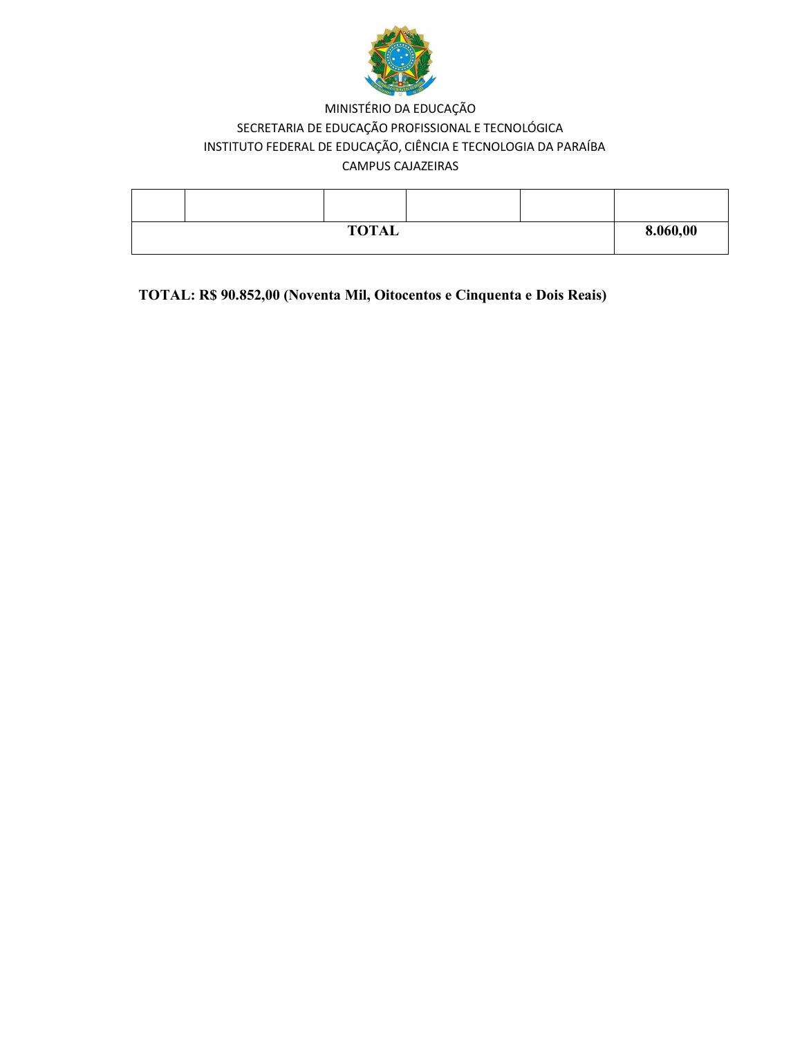MINISTÉRIO DA EDUCAÇÃO
SECRETARIA DE EDUCAÇÃO PROFISSIONAL E TECNOLÓGICA
INSTITUTO FEDERAL DE EDUCAÇÃO, CIÊNCIA E TECNOLOGIA DA PARAÍBA
CAMPUS CAJAZEIRAS

| | | | | | |
|---|---|---|---|---|---|
| | | | | | |
| **TOTAL** | | | | | **8.060,00** |

**TOTAL: R$ 90.852,00 (Noventa Mil, Oitocentos e Cinquenta e Dois Reais)**